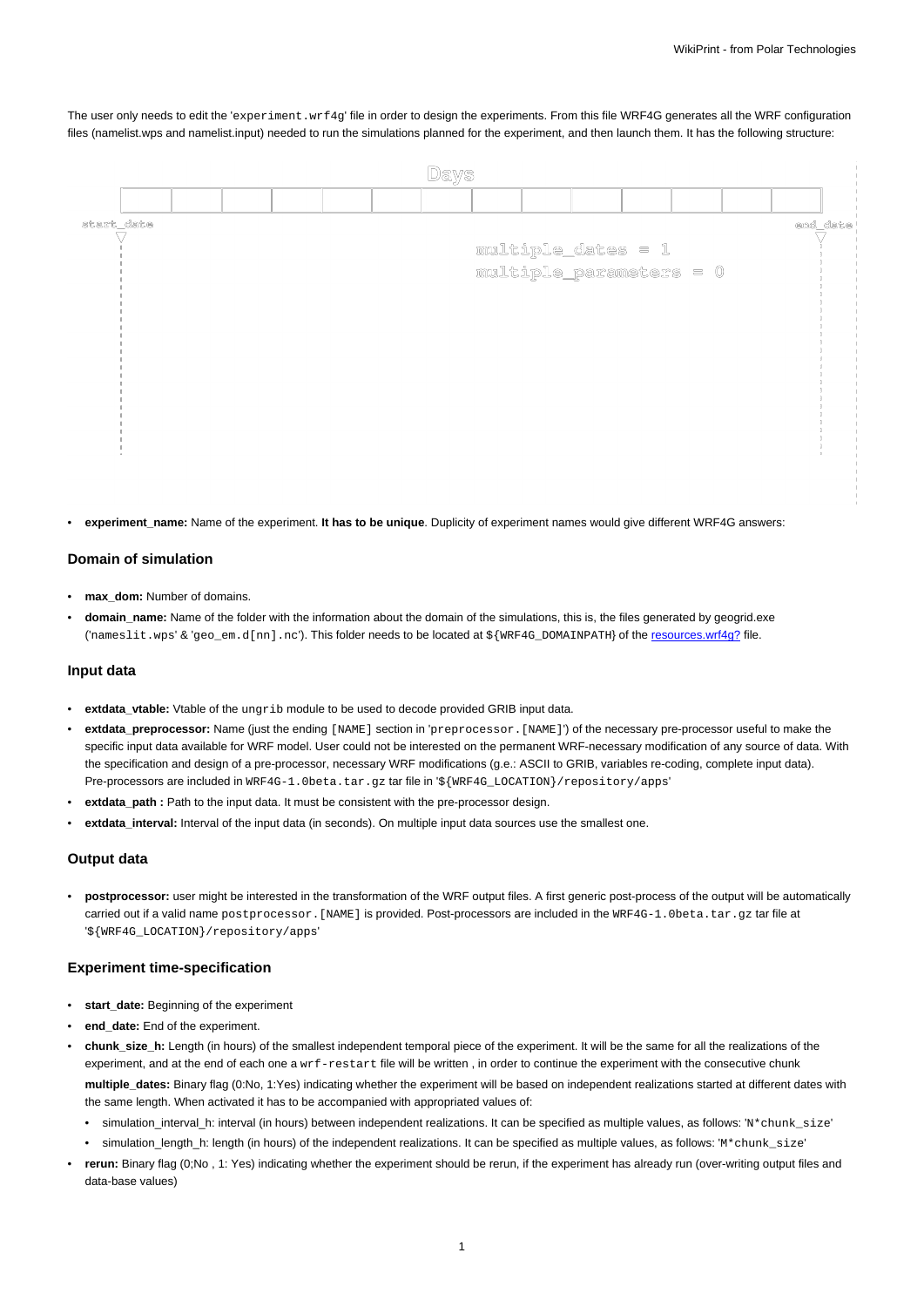The user only needs to edit the '`experiment.wrf4g`' file in order to design the experiments. From this file WRF4G generates all the WRF configuration files (namelist.wps and namelist.input) needed to run the simulations planned for the experiment, and then launch them. It has the following structure:

Days

start_date

end_date

multiple_dates = 1

multiple_parameters = 0

- **experiment_name:** Name of the experiment. **It has to be unique**. Duplicity of experiment names would give different WRF4G answers:

### Domain of simulation

- **max_dom:** Number of domains.
- **domain_name:** Name of the folder with the information about the domain of the simulations, this is, the files generated by geogrid.exe ('`nameslit.wps`' & '`geo_em.d[nn].nc`'). This folder needs to be located at `${WRF4G_DOMAINPATH}` of the resources.wrf4g? file.

### Input data

- **extdata_vtable:** Vtable of the `ungrib` module to be used to decode provided GRIB input data.
- **extdata_preprocessor:** Name (just the ending `[NAME]` section in '`preprocessor.[NAME]`') of the necessary pre-processor useful to make the specific input data available for WRF model. User could not be interested on the permanent WRF-necessary modification of any source of data. With the specification and design of a pre-processor, necessary WRF modifications (g.e.: ASCII to GRIB, variables re-coding, complete input data). Pre-processors are included in `WRF4G-1.0beta.tar.gz` tar file in '`${WRF4G_LOCATION}/repository/apps`'
- **extdata_path :** Path to the input data. It must be consistent with the pre-processor design.
- **extdata_interval:** Interval of the input data (in seconds). On multiple input data sources use the smallest one.

### Output data

- **postprocessor:** user might be interested in the transformation of the WRF output files. A first generic post-process of the output will be automatically carried out if a valid name `postprocessor.[NAME]` is provided. Post-processors are included in the `WRF4G-1.0beta.tar.gz` tar file at '`${WRF4G_LOCATION}/repository/apps`'

### Experiment time-specification

- **start_date:** Beginning of the experiment
- **end_date:** End of the experiment.
- **chunk_size_h:** Length (in hours) of the smallest independent temporal piece of the experiment. It will be the same for all the realizations of the experiment, and at the end of each one a `wrf-restart` file will be written , in order to continue the experiment with the consecutive chunk

  **multiple_dates:** Binary flag (0:No, 1:Yes) indicating whether the experiment will be based on independent realizations started at different dates with the same length. When activated it has to be accompanied with appropriated values of:
  - simulation_interval_h: interval (in hours) between independent realizations. It can be specified as multiple values, as follows: '`N*chunk_size`'
  - simulation_length_h: length (in hours) of the independent realizations. It can be specified as multiple values, as follows: '`M*chunk_size`'
- **rerun:** Binary flag (0;No , 1: Yes) indicating whether the experiment should be rerun, if the experiment has already run (over-writing output files and data-base values)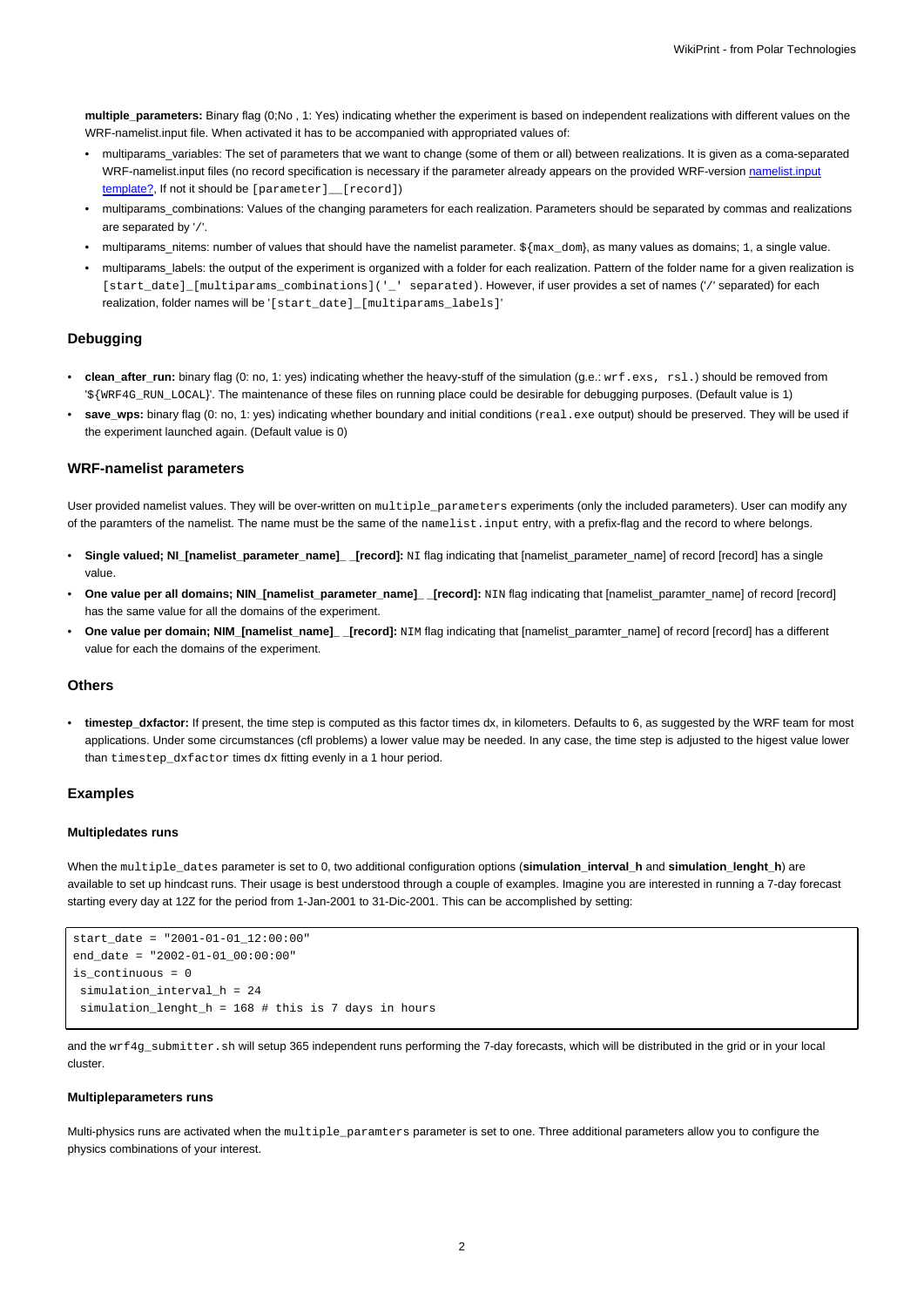**multiple_parameters:** Binary flag (0;No , 1: Yes) indicating whether the experiment is based on independent realizations with different values on the WRF-namelist.input file. When activated it has to be accompanied with appropriated values of:

- multiparams_variables: The set of parameters that we want to change (some of them or all) between realizations. It is given as a coma-separated WRF-namelist.input files (no record specification is necessary if the parameter already appears on the provided WRF-version namelist.input template?, If not it should be `[parameter]__[record]`)
- multiparams_combinations: Values of the changing parameters for each realization. Parameters should be separated by commas and realizations are separated by '`/`'.
- multiparams_nitems: number of values that should have the namelist parameter. `${max_dom}`, as many values as domains; `1`, a single value.
- multiparams_labels: the output of the experiment is organized with a folder for each realization. Pattern of the folder name for a given realization is `[start_date]_[multiparams_combinations]('_' separated)`. However, if user provides a set of names ('/' separated) for each realization, folder names will be '`[start_date]_[multiparams_labels]`'

### Debugging

- **clean_after_run:** binary flag (0: no, 1: yes) indicating whether the heavy-stuff of the simulation (g.e.: `wrf.exs, rsl.`) should be removed from '`${WRF4G_RUN_LOCAL}`'. The maintenance of these files on running place could be desirable for debugging purposes. (Default value is 1)
- **save_wps:** binary flag (0: no, 1: yes) indicating whether boundary and initial conditions (`real.exe` output) should be preserved. They will be used if the experiment launched again. (Default value is 0)

### WRF-namelist parameters

User provided namelist values. They will be over-written on `multiple_parameters` experiments (only the included parameters). User can modify any of the paramters of the namelist. The name must be the same of the `namelist.input` entry, with a prefix-flag and the record to where belongs.

- **Single valued; NI_[namelist_parameter_name]_ _[record]:** `NI` flag indicating that [namelist_parameter_name] of record [record] has a single value.
- **One value per all domains; NIN_[namelist_parameter_name]_ _[record]:** `NIN` flag indicating that [namelist_paramter_name] of record [record] has the same value for all the domains of the experiment.
- **One value per domain; NIM_[namelist_name]_ _[record]:** `NIM` flag indicating that [namelist_paramter_name] of record [record] has a different value for each the domains of the experiment.

### Others

- **timestep_dxfactor:** If present, the time step is computed as this factor times dx, in kilometers. Defaults to 6, as suggested by the WRF team for most applications. Under some circumstances (cfl problems) a lower value may be needed. In any case, the time step is adjusted to the higest value lower than `timestep_dxfactor` times dx fitting evenly in a 1 hour period.

### Examples

#### Multipledates runs

When the `multiple_dates` parameter is set to 0, two additional configuration options (**simulation_interval_h** and **simulation_lenght_h**) are available to set up hindcast runs. Their usage is best understood through a couple of examples. Imagine you are interested in running a 7-day forecast starting every day at 12Z for the period from 1-Jan-2001 to 31-Dic-2001. This can be accomplished by setting:

```
start_date = "2001-01-01_12:00:00"
end_date = "2002-01-01_00:00:00"
is_continuous = 0
 simulation_interval_h = 24
 simulation_lenght_h = 168 # this is 7 days in hours
```

and the `wrf4g_submitter.sh` will setup 365 independent runs performing the 7-day forecasts, which will be distributed in the grid or in your local cluster.

#### Multipleparameters runs

Multi-physics runs are activated when the `multiple_paramters` parameter is set to one. Three additional parameters allow you to configure the physics combinations of your interest.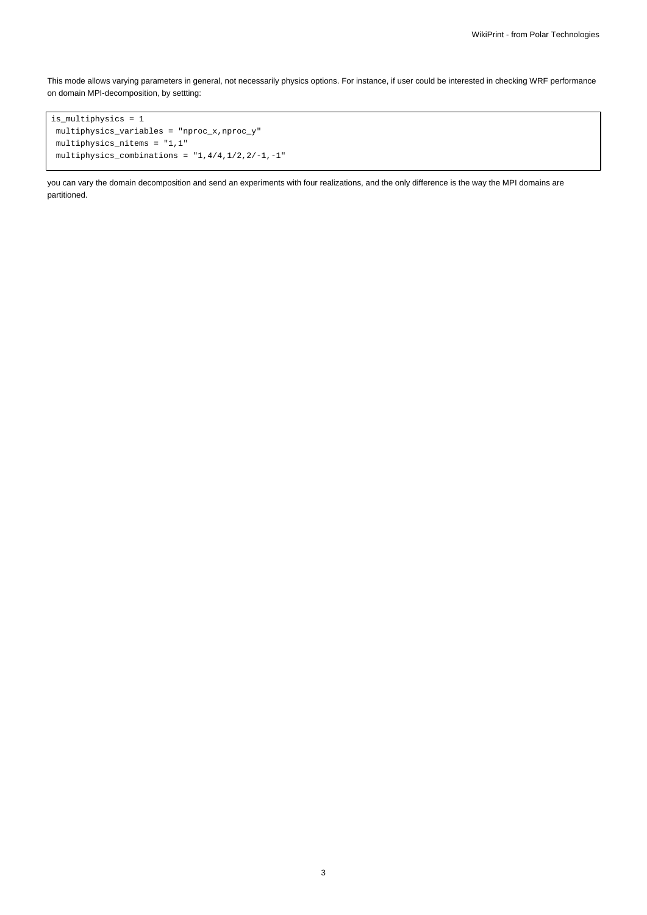This mode allows varying parameters in general, not necessarily physics options. For instance, if user could be interested in checking WRF performance on domain MPI-decomposition, by settting:

```
is_multiphysics = 1
 multiphysics_variables = "nproc_x,nproc_y"
 multiphysics_nitems = "1,1"
 multiphysics_combinations = "1,4/4,1/2,2/-1,-1"
```

you can vary the domain decomposition and send an experiments with four realizations, and the only difference is the way the MPI domains are partitioned.